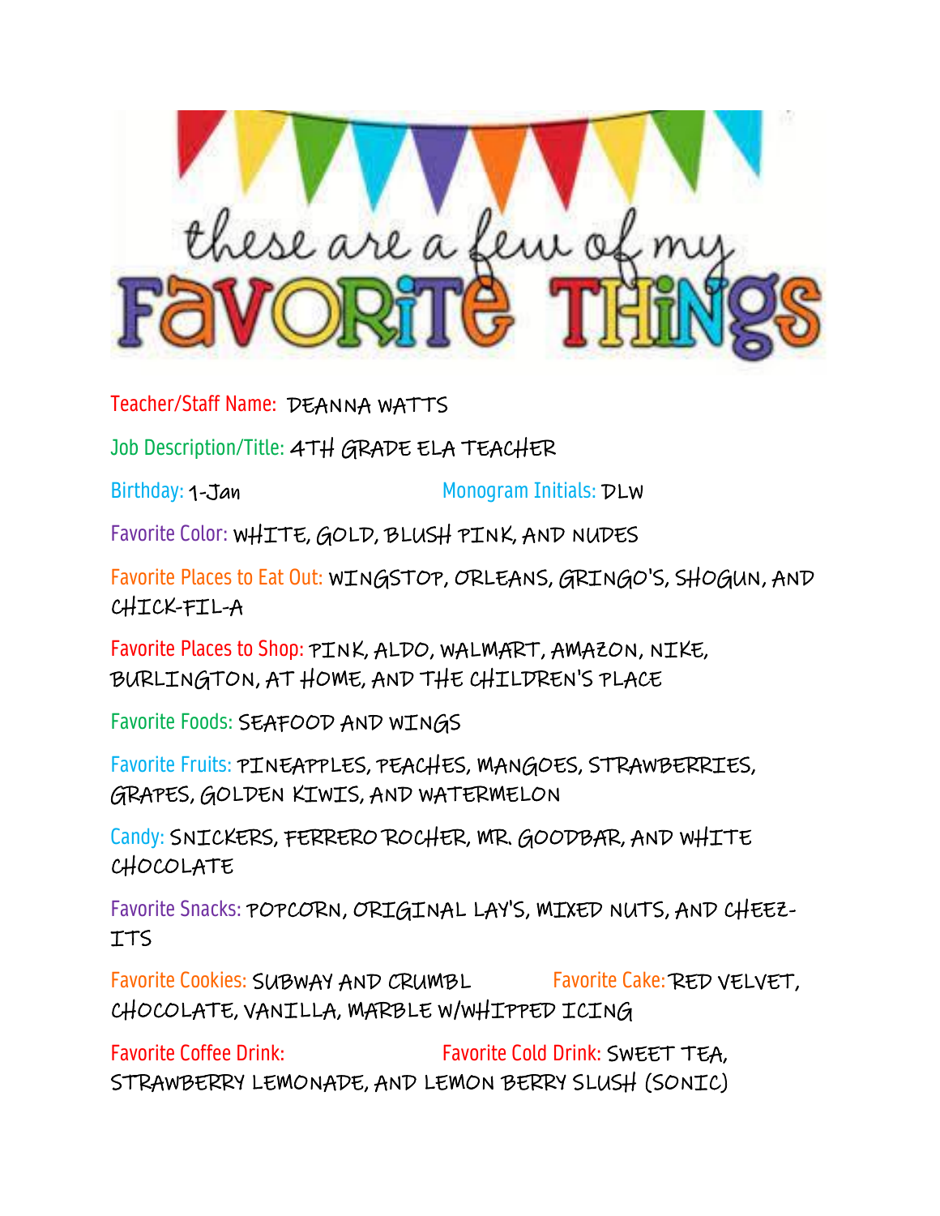# these are a few of my FAVORITE THINGS

Teacher/Staff Name: DEANNA WATTS

Job Description/Title: 4TH GRADE ELA TEACHER

Birthday: 1-Jan  Monogram Initials: DLW

Favorite Color: WHITE, GOLD, BLUSH PINK, AND NUDES

Favorite Places to Eat Out: WINGSTOP, ORLEANS, GRINGO'S, SHOGUN, AND CHICK-FIL-A

Favorite Places to Shop: PINK, ALDO, WALMART, AMAZON, NIKE, BURLINGTON, AT HOME, AND THE CHILDREN'S PLACE

Favorite Foods: SEAFOOD AND WINGS

Favorite Fruits: PINEAPPLES, PEACHES, MANGOES, STRAWBERRIES, GRAPES, GOLDEN KIWIS, AND WATERMELON

Candy: SNICKERS, FERRERO ROCHER, MR. GOODBAR, AND WHITE CHOCOLATE

Favorite Snacks: POPCORN, ORIGINAL LAY'S, MIXED NUTS, AND CHEEZ-ITS

Favorite Cookies: SUBWAY AND CRUMBL  Favorite Cake: RED VELVET, CHOCOLATE, VANILLA, MARBLE W/WHIPPED ICING

Favorite Coffee Drink:  Favorite Cold Drink: SWEET TEA, STRAWBERRY LEMONADE, AND LEMON BERRY SLUSH (SONIC)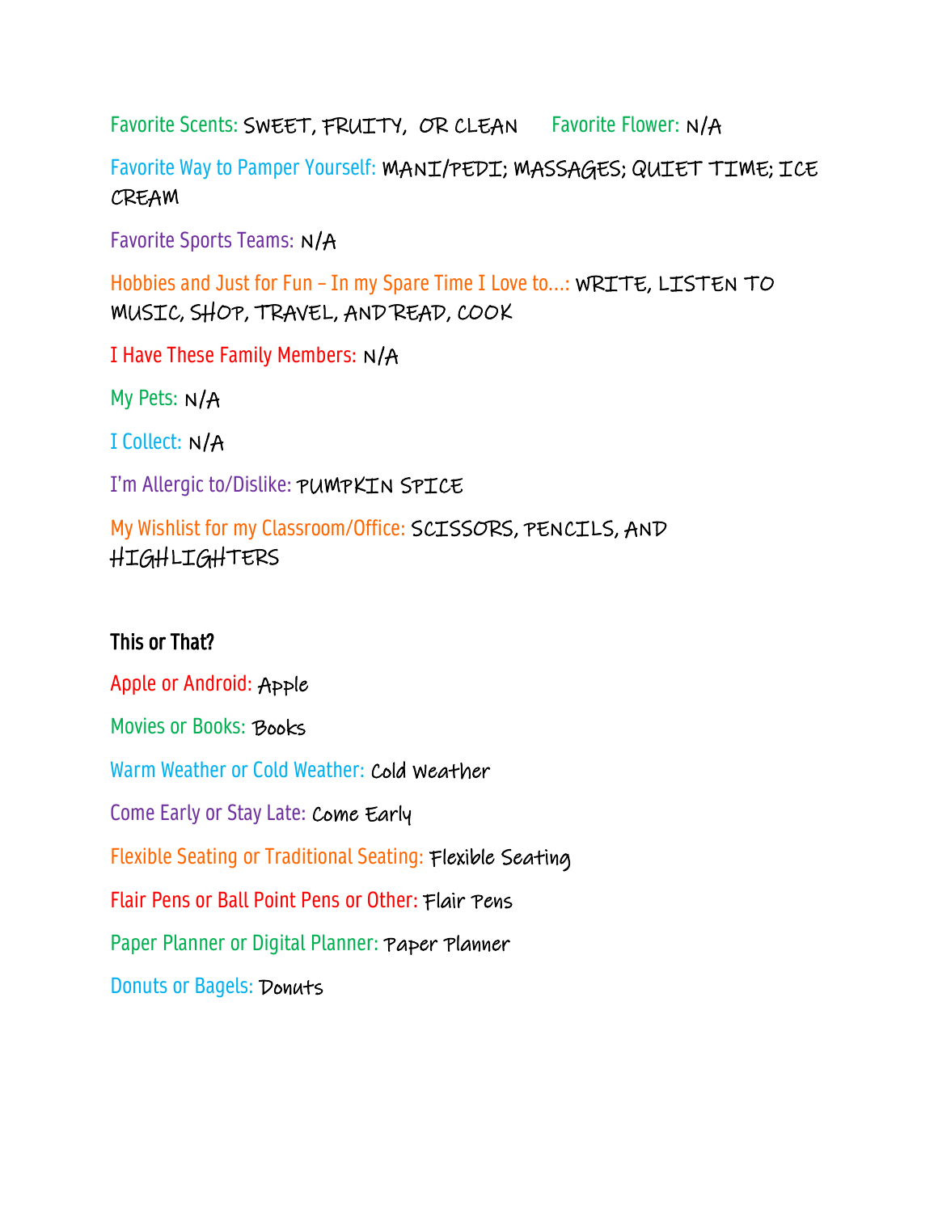Favorite Scents: SWEET, FRUITY, OR CLEAN Favorite Flower: N/A

Favorite Way to Pamper Yourself: MANI/PEDI; MASSAGES; QUIET TIME; ICE CREAM

Favorite Sports Teams: N/A

Hobbies and Just for Fun – In my Spare Time I Love to…: WRITE, LISTEN TO MUSIC, SHOP, TRAVEL, AND READ, COOK

I Have These Family Members: N/A

My Pets: N/A

I Collect: N/A

I'm Allergic to/Dislike: PUMPKIN SPICE

My Wishlist for my Classroom/Office: SCISSORS, PENCILS, AND HIGHLIGHTERS

**This or That?**

Apple or Android: Apple

Movies or Books: Books

Warm Weather or Cold Weather: Cold Weather

Come Early or Stay Late: Come Early

Flexible Seating or Traditional Seating: Flexible Seating

Flair Pens or Ball Point Pens or Other: Flair Pens

Paper Planner or Digital Planner: Paper Planner

Donuts or Bagels: Donuts